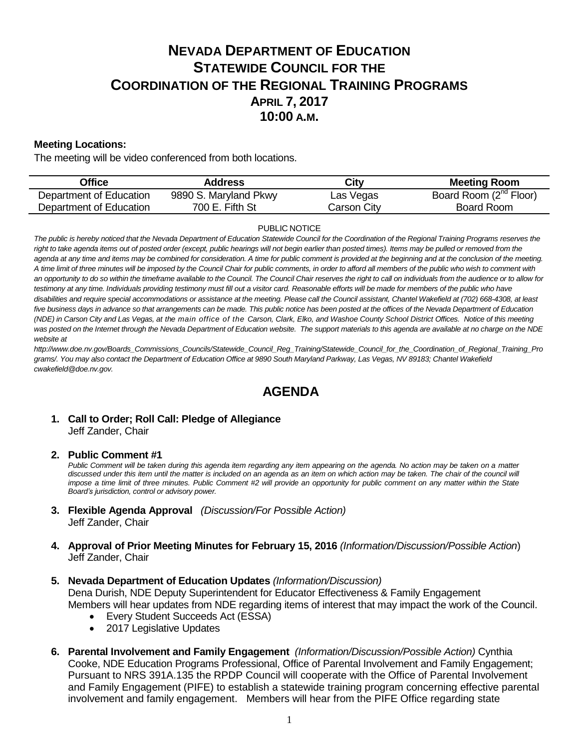# NEVADA DEPARTMENT OF EDUCATION
# STATEWIDE COUNCIL FOR THE COORDINATION OF THE REGIONAL TRAINING PROGRAMS
## APRIL 7, 2017
## 10:00 A.M.

**Meeting Locations:**

The meeting will be video conferenced from both locations.

| Office | Address | City | Meeting Room |
|---|---|---|---|
| Department of Education | 9890 S. Maryland Pkwy | Las Vegas | Board Room (2nd Floor) |
| Department of Education | 700 E. Fifth St | Carson City | Board Room |

PUBLIC NOTICE

*The public is hereby noticed that the Nevada Department of Education Statewide Council for the Coordination of the Regional Training Programs reserves the right to take agenda items out of posted order (except, public hearings will not begin earlier than posted times). Items may be pulled or removed from the agenda at any time and items may be combined for consideration. A time for public comment is provided at the beginning and at the conclusion of the meeting. A time limit of three minutes will be imposed by the Council Chair for public comments, in order to afford all members of the public who wish to comment with an opportunity to do so within the timeframe available to the Council. The Council Chair reserves the right to call on individuals from the audience or to allow for testimony at any time. Individuals providing testimony must fill out a visitor card. Reasonable efforts will be made for members of the public who have disabilities and require special accommodations or assistance at the meeting. Please call the Council assistant, Chantel Wakefield at (702) 668-4308, at least five business days in advance so that arrangements can be made. This public notice has been posted at the offices of the Nevada Department of Education (NDE) in Carson City and Las Vegas, at the main office of the Carson, Clark, Elko, and Washoe County School District Offices. Notice of this meeting was posted on the Internet through the Nevada Department of Education website. The support materials to this agenda are available at no charge on the NDE website at http://www.doe.nv.gov/Boards_Commissions_Councils/Statewide_Council_Reg_Training/Statewide_Council_for_the_Coordination_of_Regional_Training_Programs/. You may also contact the Department of Education Office at 9890 South Maryland Parkway, Las Vegas, NV 89183; Chantel Wakefield cwakefield@doe.nv.gov.*

# AGENDA

1. **Call to Order; Roll Call: Pledge of Allegiance**
   Jeff Zander, Chair

2. **Public Comment #1**
   *Public Comment will be taken during this agenda item regarding any item appearing on the agenda. No action may be taken on a matter discussed under this item until the matter is included on an agenda as an item on which action may be taken. The chair of the council will impose a time limit of three minutes. Public Comment #2 will provide an opportunity for public comment on any matter within the State Board's jurisdiction, control or advisory power.*

3. **Flexible Agenda Approval** *(Discussion/For Possible Action)*
   Jeff Zander, Chair

4. **Approval of Prior Meeting Minutes for February 15, 2016** *(Information/Discussion/Possible Action)*
   Jeff Zander, Chair

5. **Nevada Department of Education Updates** *(Information/Discussion)*
   Dena Durish, NDE Deputy Superintendent for Educator Effectiveness & Family Engagement
   Members will hear updates from NDE regarding items of interest that may impact the work of the Council.
   - Every Student Succeeds Act (ESSA)
   - 2017 Legislative Updates

6. **Parental Involvement and Family Engagement** *(Information/Discussion/Possible Action)* Cynthia Cooke, NDE Education Programs Professional, Office of Parental Involvement and Family Engagement; Pursuant to NRS 391A.135 the RPDP Council will cooperate with the Office of Parental Involvement and Family Engagement (PIFE) to establish a statewide training program concerning effective parental involvement and family engagement. Members will hear from the PIFE Office regarding state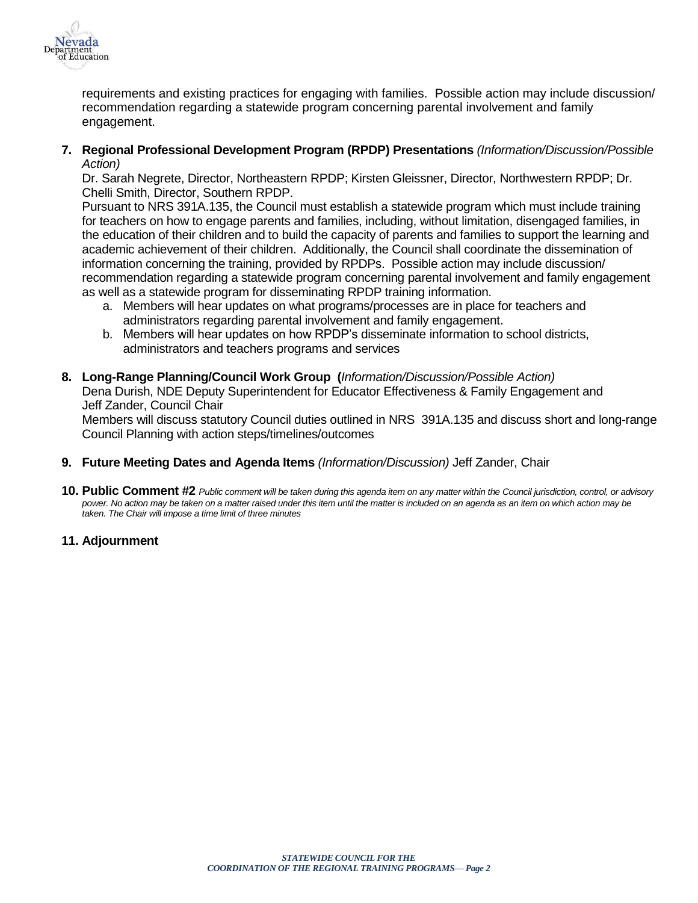requirements and existing practices for engaging with families. Possible action may include discussion/ recommendation regarding a statewide program concerning parental involvement and family engagement.

7. **Regional Professional Development Program (RPDP) Presentations** *(Information/Discussion/Possible Action)*
   Dr. Sarah Negrete, Director, Northeastern RPDP; Kirsten Gleissner, Director, Northwestern RPDP; Dr. Chelli Smith, Director, Southern RPDP.
   Pursuant to NRS 391A.135, the Council must establish a statewide program which must include training for teachers on how to engage parents and families, including, without limitation, disengaged families, in the education of their children and to build the capacity of parents and families to support the learning and academic achievement of their children. Additionally, the Council shall coordinate the dissemination of information concerning the training, provided by RPDPs. Possible action may include discussion/ recommendation regarding a statewide program concerning parental involvement and family engagement as well as a statewide program for disseminating RPDP training information.
   a. Members will hear updates on what programs/processes are in place for teachers and administrators regarding parental involvement and family engagement.
   b. Members will hear updates on how RPDP's disseminate information to school districts, administrators and teachers programs and services

8. **Long-Range Planning/Council Work Group** **(***Information/Discussion/Possible Action)*
   Dena Durish, NDE Deputy Superintendent for Educator Effectiveness & Family Engagement and Jeff Zander, Council Chair
   Members will discuss statutory Council duties outlined in NRS 391A.135 and discuss short and long-range Council Planning with action steps/timelines/outcomes

9. **Future Meeting Dates and Agenda Items** *(Information/Discussion)* Jeff Zander, Chair

10. **Public Comment #2** *Public comment will be taken during this agenda item on any matter within the Council jurisdiction, control, or advisory power. No action may be taken on a matter raised under this item until the matter is included on an agenda as an item on which action may be taken. The Chair will impose a time limit of three minutes*

11. **Adjournment**